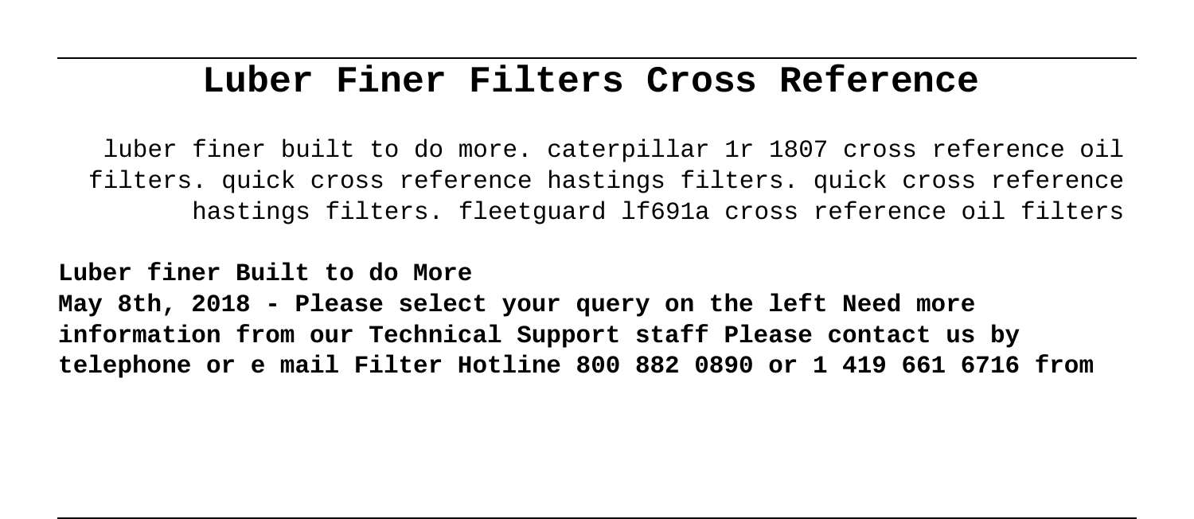# Luber Finer Filters Cross Reference

luber finer built to do more. caterpillar 1r 1807 cross reference oil filters. quick cross reference hastings filters. quick cross reference hastings filters. fleetguard lf691a cross reference oil filters

**Luber finer Built to do More**

**May 8th, 2018 - Please select your query on the left Need more information from our Technical Support staff Please contact us by telephone or e mail Filter Hotline 800 882 0890 or 1 419 661 6716 from**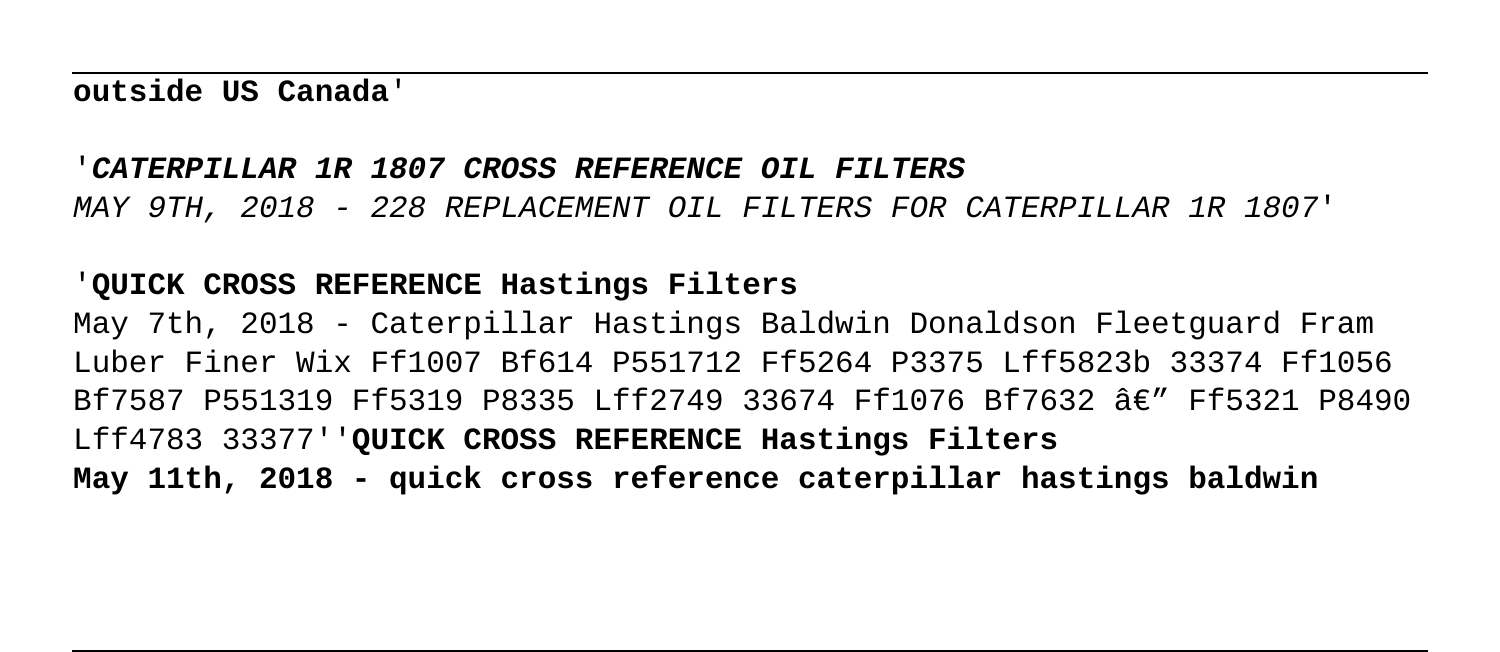**outside US Canada**'

'***CATERPILLAR 1R 1807 CROSS REFERENCE OIL FILTERS***
*MAY 9TH, 2018 - 228 REPLACEMENT OIL FILTERS FOR CATERPILLAR 1R 1807*'

'**QUICK CROSS REFERENCE Hastings Filters**
May 7th, 2018 - Caterpillar Hastings Baldwin Donaldson Fleetguard Fram Luber Finer Wix Ff1007 Bf614 P551712 Ff5264 P3375 Lff5823b 33374 Ff1056 Bf7587 P551319 Ff5319 P8335 Lff2749 33674 Ff1076 Bf7632 â€" Ff5321 P8490 Lff4783 33377''**QUICK CROSS REFERENCE Hastings Filters**
**May 11th, 2018 - quick cross reference caterpillar hastings baldwin**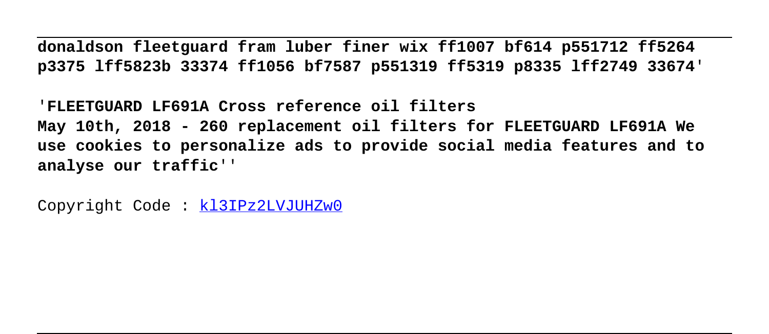**donaldson fleetguard fram luber finer wix ff1007 bf614 p551712 ff5264 p3375 lff5823b 33374 ff1056 bf7587 p551319 ff5319 p8335 lff2749 33674**'

'**FLEETGUARD LF691A Cross reference oil filters**
**May 10th, 2018 - 260 replacement oil filters for FLEETGUARD LF691A We use cookies to personalize ads to provide social media features and to analyse our traffic**''

Copyright Code : kl3IPz2LVJUHZw0